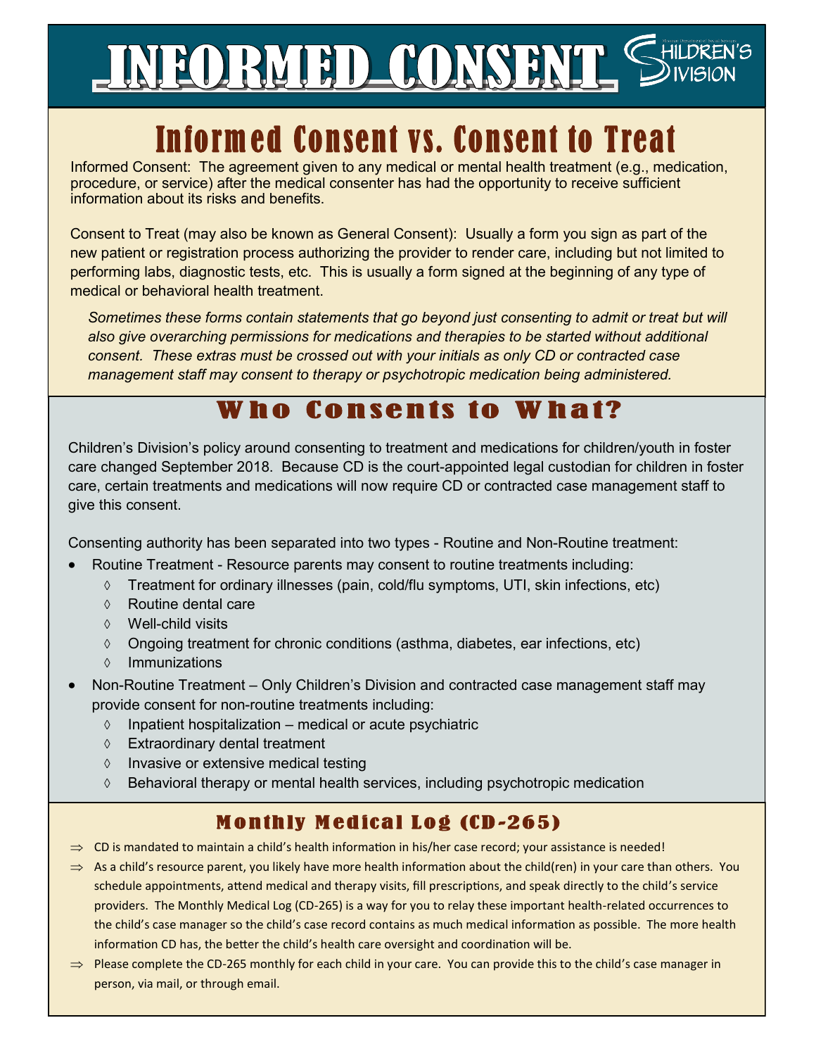# INFORMED CONSENT

CHILDREN'S DIVISION

## Informed Consent vs. Consent to Treat

Informed Consent: The agreement given to any medical or mental health treatment (e.g., medication, procedure, or service) after the medical consenter has had the opportunity to receive sufficient information about its risks and benefits.

Consent to Treat (may also be known as General Consent): Usually a form you sign as part of the new patient or registration process authorizing the provider to render care, including but not limited to performing labs, diagnostic tests, etc. This is usually a form signed at the beginning of any type of medical or behavioral health treatment.

*Sometimes these forms contain statements that go beyond just consenting to admit or treat but will also give overarching permissions for medications and therapies to be started without additional consent. These extras must be crossed out with your initials as only CD or contracted case management staff may consent to therapy or psychotropic medication being administered.*

## Who Consents to What?

Children's Division's policy around consenting to treatment and medications for children/youth in foster care changed September 2018. Because CD is the court-appointed legal custodian for children in foster care, certain treatments and medications will now require CD or contracted case management staff to give this consent.

Consenting authority has been separated into two types - Routine and Non-Routine treatment:

- Routine Treatment - Resource parents may consent to routine treatments including:
  - Treatment for ordinary illnesses (pain, cold/flu symptoms, UTI, skin infections, etc)
  - Routine dental care
  - Well-child visits
  - Ongoing treatment for chronic conditions (asthma, diabetes, ear infections, etc)
  - Immunizations
- Non-Routine Treatment – Only Children's Division and contracted case management staff may provide consent for non-routine treatments including:
  - Inpatient hospitalization – medical or acute psychiatric
  - Extraordinary dental treatment
  - Invasive or extensive medical testing
  - Behavioral therapy or mental health services, including psychotropic medication

## Monthly Medical Log (CD-265)

- ⇒ CD is mandated to maintain a child's health information in his/her case record; your assistance is needed!
- ⇒ As a child's resource parent, you likely have more health information about the child(ren) in your care than others. You schedule appointments, attend medical and therapy visits, fill prescriptions, and speak directly to the child's service providers. The Monthly Medical Log (CD-265) is a way for you to relay these important health-related occurrences to the child's case manager so the child's case record contains as much medical information as possible. The more health information CD has, the better the child's health care oversight and coordination will be.
- ⇒ Please complete the CD-265 monthly for each child in your care. You can provide this to the child's case manager in person, via mail, or through email.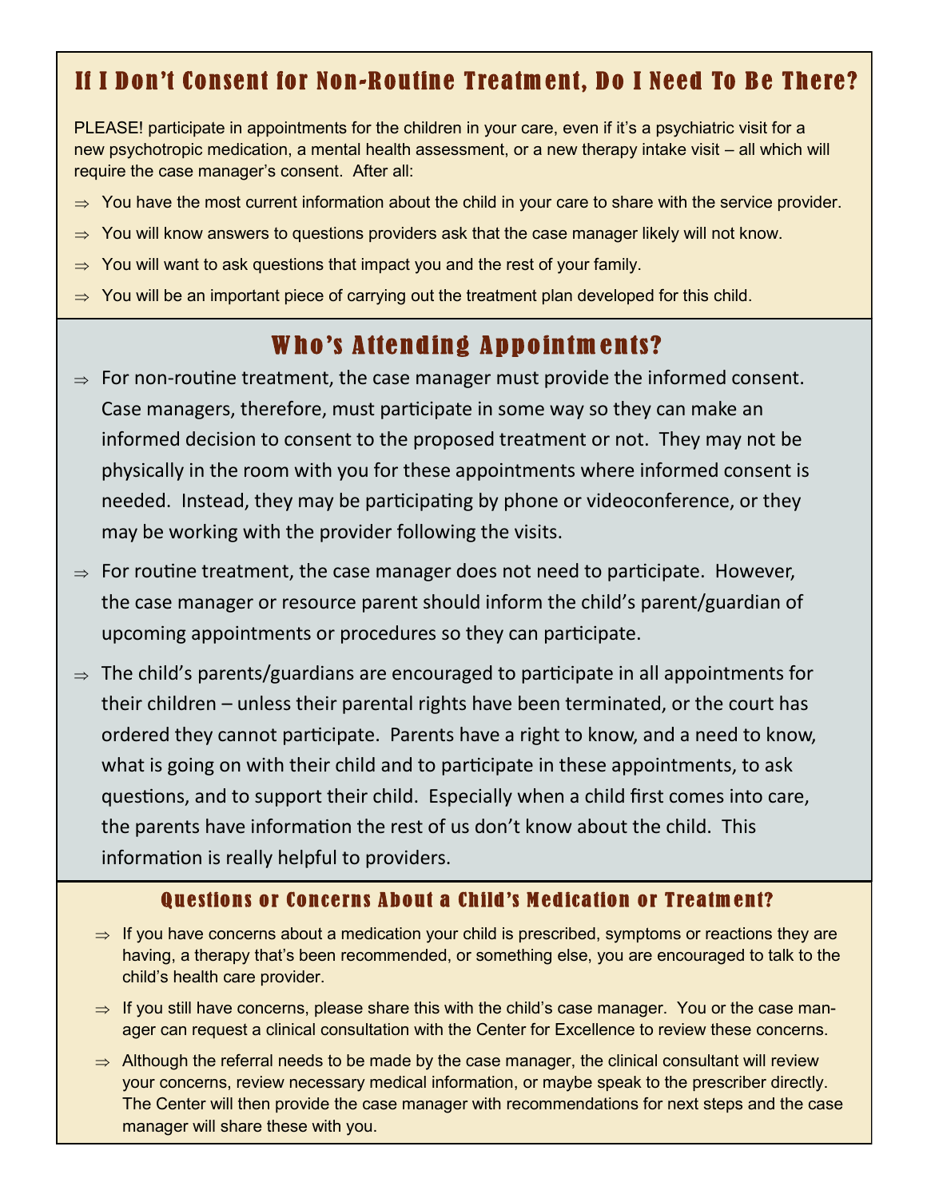## If I Don't Consent for Non-Routine Treatment, Do I Need To Be There?

PLEASE! participate in appointments for the children in your care, even if it's a psychiatric visit for a new psychotropic medication, a mental health assessment, or a new therapy intake visit – all which will require the case manager's consent. After all:

- ⇒ You have the most current information about the child in your care to share with the service provider.
- ⇒ You will know answers to questions providers ask that the case manager likely will not know.
- ⇒ You will want to ask questions that impact you and the rest of your family.
- ⇒ You will be an important piece of carrying out the treatment plan developed for this child.

## Who's Attending Appointments?

- ⇒ For non-routine treatment, the case manager must provide the informed consent. Case managers, therefore, must participate in some way so they can make an informed decision to consent to the proposed treatment or not. They may not be physically in the room with you for these appointments where informed consent is needed. Instead, they may be participating by phone or videoconference, or they may be working with the provider following the visits.
- ⇒ For routine treatment, the case manager does not need to participate. However, the case manager or resource parent should inform the child's parent/guardian of upcoming appointments or procedures so they can participate.
- ⇒ The child's parents/guardians are encouraged to participate in all appointments for their children – unless their parental rights have been terminated, or the court has ordered they cannot participate. Parents have a right to know, and a need to know, what is going on with their child and to participate in these appointments, to ask questions, and to support their child. Especially when a child first comes into care, the parents have information the rest of us don't know about the child. This information is really helpful to providers.

### Questions or Concerns About a Child's Medication or Treatment?

- ⇒ If you have concerns about a medication your child is prescribed, symptoms or reactions they are having, a therapy that's been recommended, or something else, you are encouraged to talk to the child's health care provider.
- ⇒ If you still have concerns, please share this with the child's case manager. You or the case manager can request a clinical consultation with the Center for Excellence to review these concerns.
- ⇒ Although the referral needs to be made by the case manager, the clinical consultant will review your concerns, review necessary medical information, or maybe speak to the prescriber directly. The Center will then provide the case manager with recommendations for next steps and the case manager will share these with you.